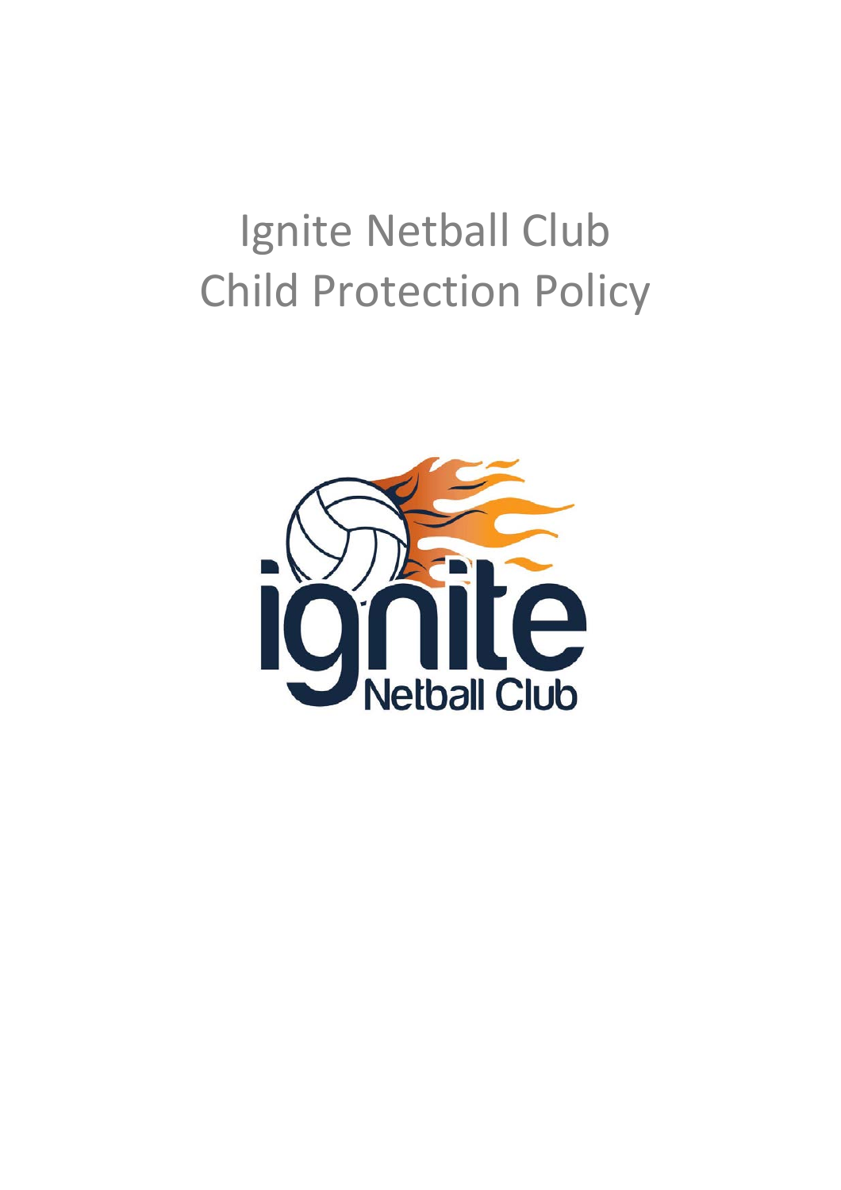# Ignite Netball Club
# Child Protection Policy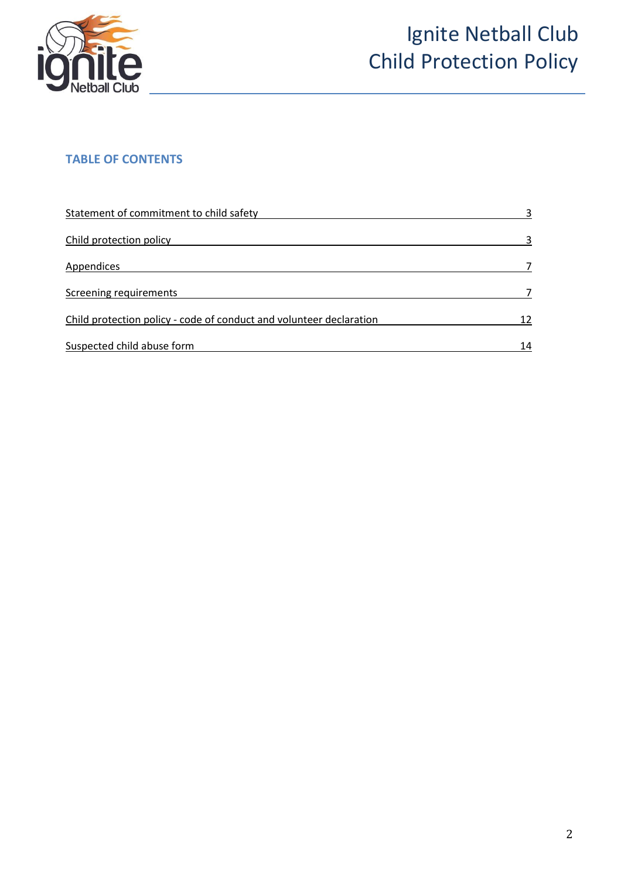## TABLE OF CONTENTS

| | |
|---|---|
| Statement of commitment to child safety | 3 |
| Child protection policy | 3 |
| Appendices | 7 |
| Screening requirements | 7 |
| Child protection policy - code of conduct and volunteer declaration | 12 |
| Suspected child abuse form | 14 |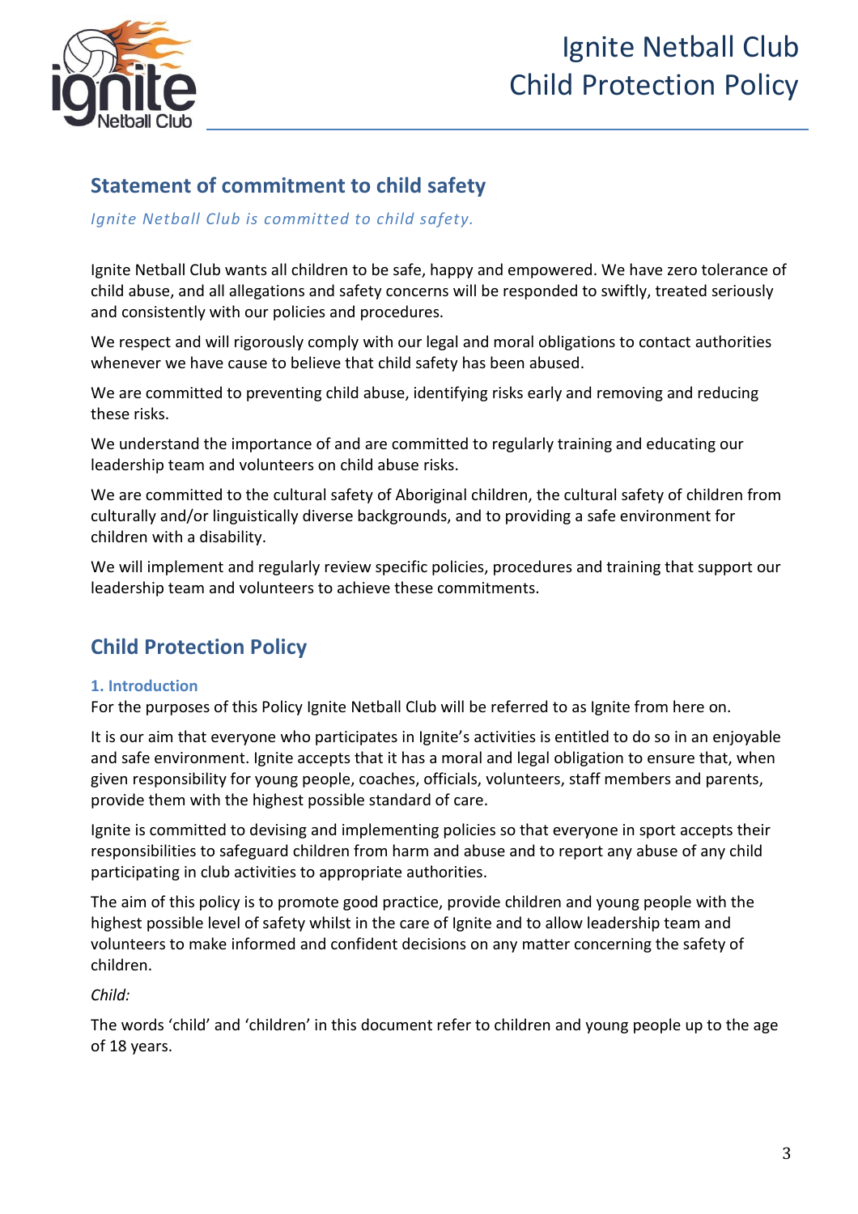## Statement of commitment to child safety

*Ignite Netball Club is committed to child safety.*

Ignite Netball Club wants all children to be safe, happy and empowered. We have zero tolerance of child abuse, and all allegations and safety concerns will be responded to swiftly, treated seriously and consistently with our policies and procedures.

We respect and will rigorously comply with our legal and moral obligations to contact authorities whenever we have cause to believe that child safety has been abused.

We are committed to preventing child abuse, identifying risks early and removing and reducing these risks.

We understand the importance of and are committed to regularly training and educating our leadership team and volunteers on child abuse risks.

We are committed to the cultural safety of Aboriginal children, the cultural safety of children from culturally and/or linguistically diverse backgrounds, and to providing a safe environment for children with a disability.

We will implement and regularly review specific policies, procedures and training that support our leadership team and volunteers to achieve these commitments.

## Child Protection Policy

### 1. Introduction

For the purposes of this Policy Ignite Netball Club will be referred to as Ignite from here on.

It is our aim that everyone who participates in Ignite's activities is entitled to do so in an enjoyable and safe environment. Ignite accepts that it has a moral and legal obligation to ensure that, when given responsibility for young people, coaches, officials, volunteers, staff members and parents, provide them with the highest possible standard of care.

Ignite is committed to devising and implementing policies so that everyone in sport accepts their responsibilities to safeguard children from harm and abuse and to report any abuse of any child participating in club activities to appropriate authorities.

The aim of this policy is to promote good practice, provide children and young people with the highest possible level of safety whilst in the care of Ignite and to allow leadership team and volunteers to make informed and confident decisions on any matter concerning the safety of children.

*Child:*

The words 'child' and 'children' in this document refer to children and young people up to the age of 18 years.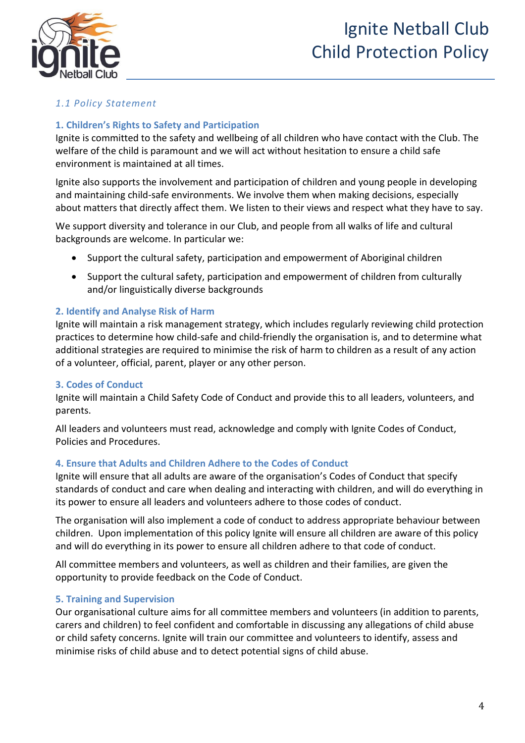### *1.1 Policy Statement*

#### 1. Children's Rights to Safety and Participation

Ignite is committed to the safety and wellbeing of all children who have contact with the Club. The welfare of the child is paramount and we will act without hesitation to ensure a child safe environment is maintained at all times.

Ignite also supports the involvement and participation of children and young people in developing and maintaining child-safe environments. We involve them when making decisions, especially about matters that directly affect them. We listen to their views and respect what they have to say.

We support diversity and tolerance in our Club, and people from all walks of life and cultural backgrounds are welcome. In particular we:

- Support the cultural safety, participation and empowerment of Aboriginal children
- Support the cultural safety, participation and empowerment of children from culturally and/or linguistically diverse backgrounds

#### 2. Identify and Analyse Risk of Harm

Ignite will maintain a risk management strategy, which includes regularly reviewing child protection practices to determine how child-safe and child-friendly the organisation is, and to determine what additional strategies are required to minimise the risk of harm to children as a result of any action of a volunteer, official, parent, player or any other person.

#### 3. Codes of Conduct

Ignite will maintain a Child Safety Code of Conduct and provide this to all leaders, volunteers, and parents.

All leaders and volunteers must read, acknowledge and comply with Ignite Codes of Conduct, Policies and Procedures.

#### 4. Ensure that Adults and Children Adhere to the Codes of Conduct

Ignite will ensure that all adults are aware of the organisation's Codes of Conduct that specify standards of conduct and care when dealing and interacting with children, and will do everything in its power to ensure all leaders and volunteers adhere to those codes of conduct.

The organisation will also implement a code of conduct to address appropriate behaviour between children. Upon implementation of this policy Ignite will ensure all children are aware of this policy and will do everything in its power to ensure all children adhere to that code of conduct.

All committee members and volunteers, as well as children and their families, are given the opportunity to provide feedback on the Code of Conduct.

#### 5. Training and Supervision

Our organisational culture aims for all committee members and volunteers (in addition to parents, carers and children) to feel confident and comfortable in discussing any allegations of child abuse or child safety concerns. Ignite will train our committee and volunteers to identify, assess and minimise risks of child abuse and to detect potential signs of child abuse.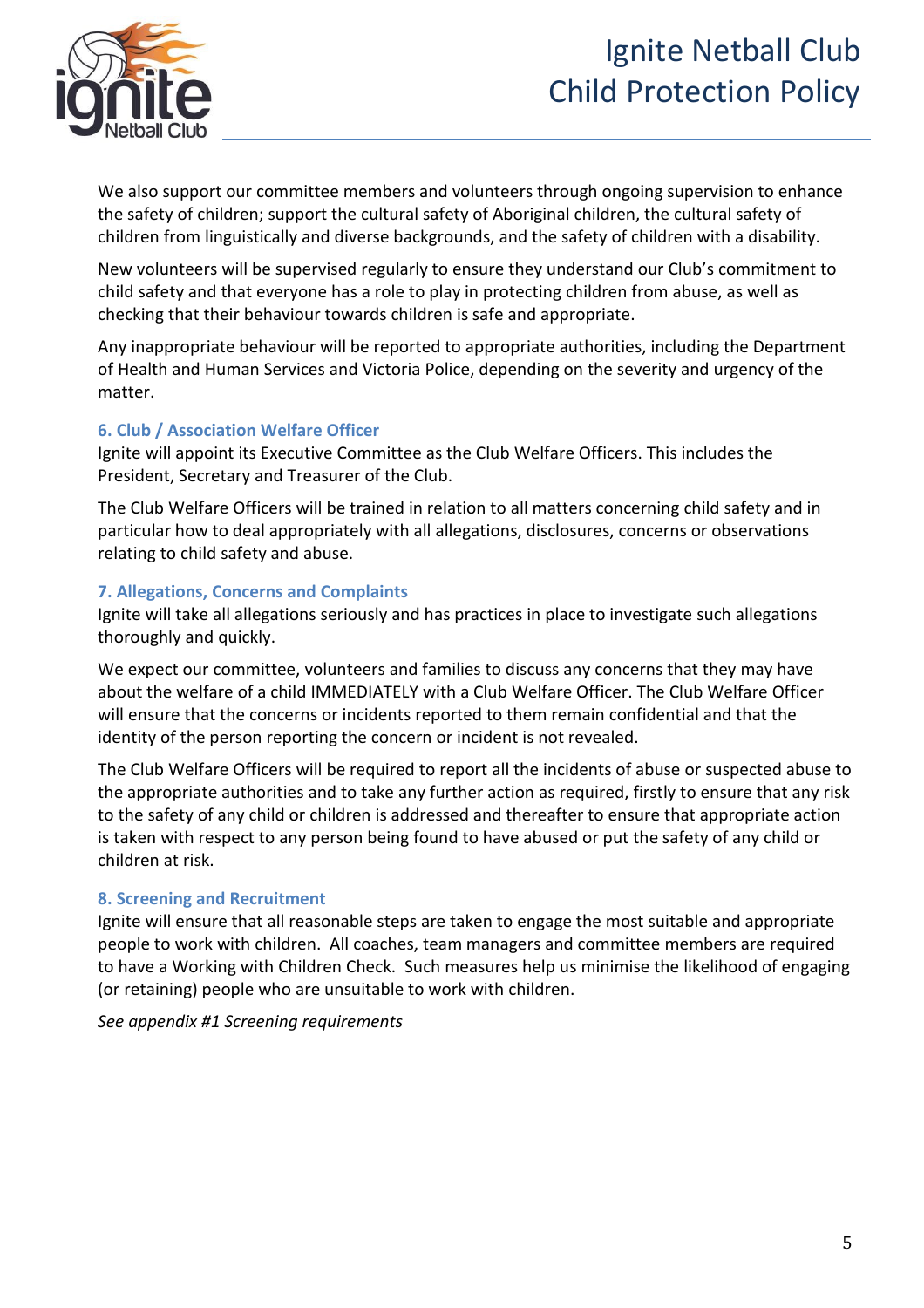We also support our committee members and volunteers through ongoing supervision to enhance the safety of children; support the cultural safety of Aboriginal children, the cultural safety of children from linguistically and diverse backgrounds, and the safety of children with a disability.

New volunteers will be supervised regularly to ensure they understand our Club's commitment to child safety and that everyone has a role to play in protecting children from abuse, as well as checking that their behaviour towards children is safe and appropriate.

Any inappropriate behaviour will be reported to appropriate authorities, including the Department of Health and Human Services and Victoria Police, depending on the severity and urgency of the matter.

### 6. Club / Association Welfare Officer

Ignite will appoint its Executive Committee as the Club Welfare Officers. This includes the President, Secretary and Treasurer of the Club.

The Club Welfare Officers will be trained in relation to all matters concerning child safety and in particular how to deal appropriately with all allegations, disclosures, concerns or observations relating to child safety and abuse.

### 7. Allegations, Concerns and Complaints

Ignite will take all allegations seriously and has practices in place to investigate such allegations thoroughly and quickly.

We expect our committee, volunteers and families to discuss any concerns that they may have about the welfare of a child IMMEDIATELY with a Club Welfare Officer. The Club Welfare Officer will ensure that the concerns or incidents reported to them remain confidential and that the identity of the person reporting the concern or incident is not revealed.

The Club Welfare Officers will be required to report all the incidents of abuse or suspected abuse to the appropriate authorities and to take any further action as required, firstly to ensure that any risk to the safety of any child or children is addressed and thereafter to ensure that appropriate action is taken with respect to any person being found to have abused or put the safety of any child or children at risk.

### 8. Screening and Recruitment

Ignite will ensure that all reasonable steps are taken to engage the most suitable and appropriate people to work with children. All coaches, team managers and committee members are required to have a Working with Children Check. Such measures help us minimise the likelihood of engaging (or retaining) people who are unsuitable to work with children.

*See appendix #1 Screening requirements*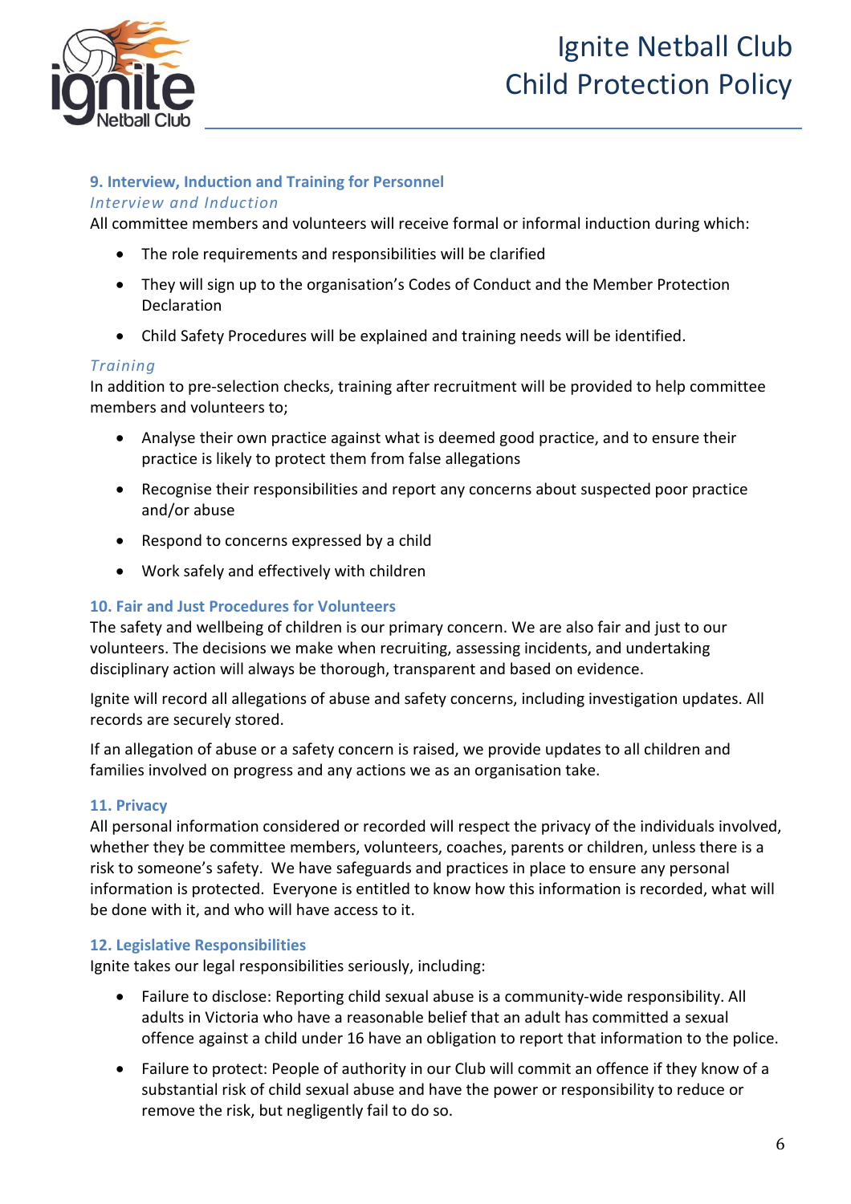## 9. Interview, Induction and Training for Personnel

### *Interview and Induction*

All committee members and volunteers will receive formal or informal induction during which:

- The role requirements and responsibilities will be clarified
- They will sign up to the organisation's Codes of Conduct and the Member Protection Declaration
- Child Safety Procedures will be explained and training needs will be identified.

### *Training*

In addition to pre-selection checks, training after recruitment will be provided to help committee members and volunteers to;

- Analyse their own practice against what is deemed good practice, and to ensure their practice is likely to protect them from false allegations
- Recognise their responsibilities and report any concerns about suspected poor practice and/or abuse
- Respond to concerns expressed by a child
- Work safely and effectively with children

## 10. Fair and Just Procedures for Volunteers

The safety and wellbeing of children is our primary concern. We are also fair and just to our volunteers. The decisions we make when recruiting, assessing incidents, and undertaking disciplinary action will always be thorough, transparent and based on evidence.

Ignite will record all allegations of abuse and safety concerns, including investigation updates. All records are securely stored.

If an allegation of abuse or a safety concern is raised, we provide updates to all children and families involved on progress and any actions we as an organisation take.

## 11. Privacy

All personal information considered or recorded will respect the privacy of the individuals involved, whether they be committee members, volunteers, coaches, parents or children, unless there is a risk to someone's safety. We have safeguards and practices in place to ensure any personal information is protected. Everyone is entitled to know how this information is recorded, what will be done with it, and who will have access to it.

## 12. Legislative Responsibilities

Ignite takes our legal responsibilities seriously, including:

- Failure to disclose: Reporting child sexual abuse is a community-wide responsibility. All adults in Victoria who have a reasonable belief that an adult has committed a sexual offence against a child under 16 have an obligation to report that information to the police.
- Failure to protect: People of authority in our Club will commit an offence if they know of a substantial risk of child sexual abuse and have the power or responsibility to reduce or remove the risk, but negligently fail to do so.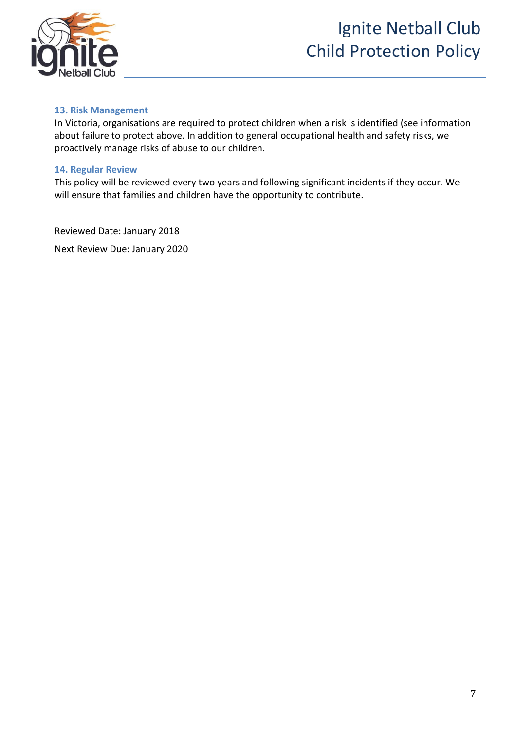### 13. Risk Management

In Victoria, organisations are required to protect children when a risk is identified (see information about failure to protect above. In addition to general occupational health and safety risks, we proactively manage risks of abuse to our children.

### 14. Regular Review

This policy will be reviewed every two years and following significant incidents if they occur. We will ensure that families and children have the opportunity to contribute.

Reviewed Date: January 2018

Next Review Due: January 2020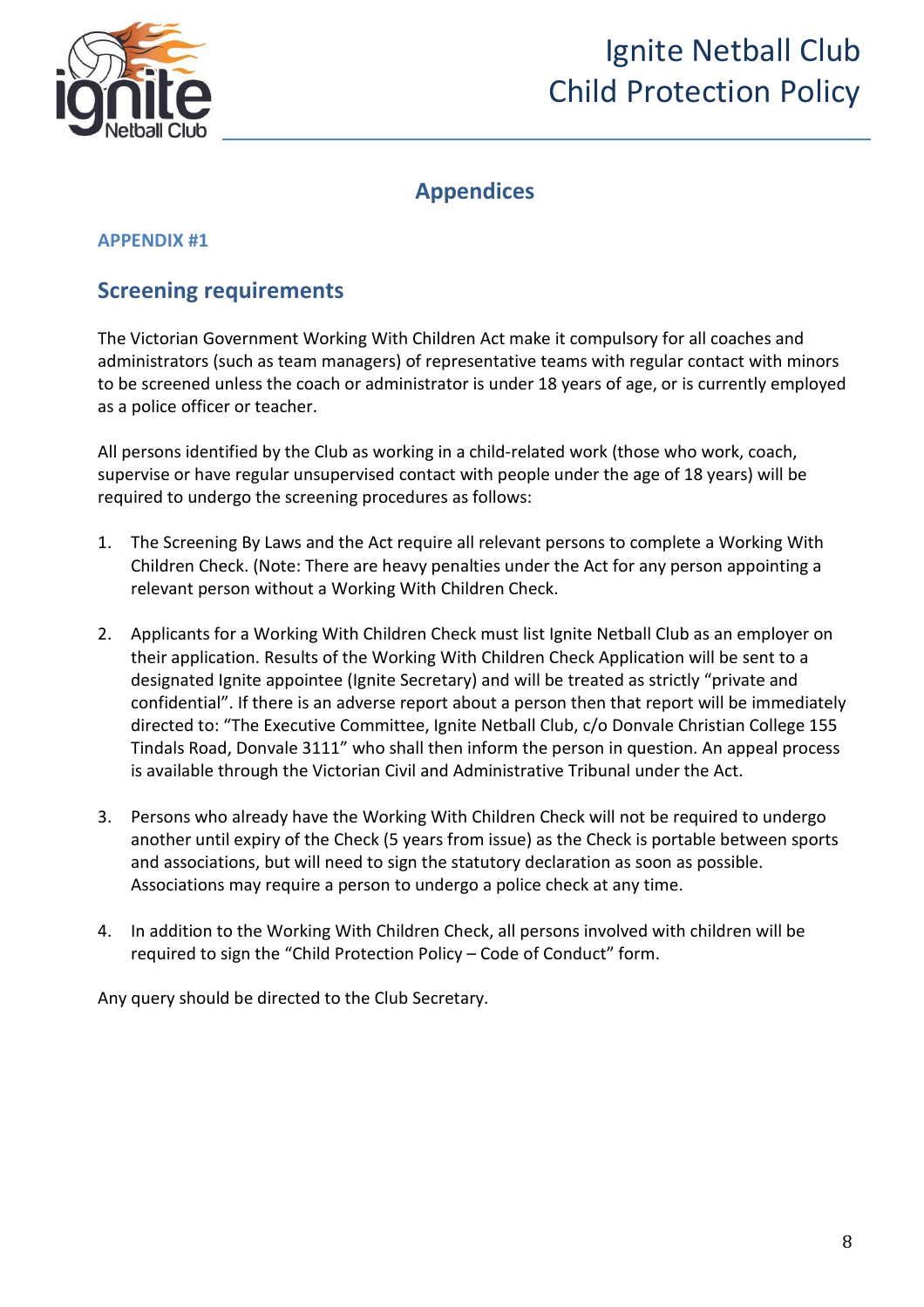## Appendices

### APPENDIX #1

## Screening requirements

The Victorian Government Working With Children Act make it compulsory for all coaches and administrators (such as team managers) of representative teams with regular contact with minors to be screened unless the coach or administrator is under 18 years of age, or is currently employed as a police officer or teacher.

All persons identified by the Club as working in a child-related work (those who work, coach, supervise or have regular unsupervised contact with people under the age of 18 years) will be required to undergo the screening procedures as follows:

1. The Screening By Laws and the Act require all relevant persons to complete a Working With Children Check. (Note: There are heavy penalties under the Act for any person appointing a relevant person without a Working With Children Check.

2. Applicants for a Working With Children Check must list Ignite Netball Club as an employer on their application. Results of the Working With Children Check Application will be sent to a designated Ignite appointee (Ignite Secretary) and will be treated as strictly "private and confidential". If there is an adverse report about a person then that report will be immediately directed to: "The Executive Committee, Ignite Netball Club, c/o Donvale Christian College 155 Tindals Road, Donvale 3111" who shall then inform the person in question. An appeal process is available through the Victorian Civil and Administrative Tribunal under the Act.

3. Persons who already have the Working With Children Check will not be required to undergo another until expiry of the Check (5 years from issue) as the Check is portable between sports and associations, but will need to sign the statutory declaration as soon as possible. Associations may require a person to undergo a police check at any time.

4. In addition to the Working With Children Check, all persons involved with children will be required to sign the "Child Protection Policy – Code of Conduct" form.

Any query should be directed to the Club Secretary.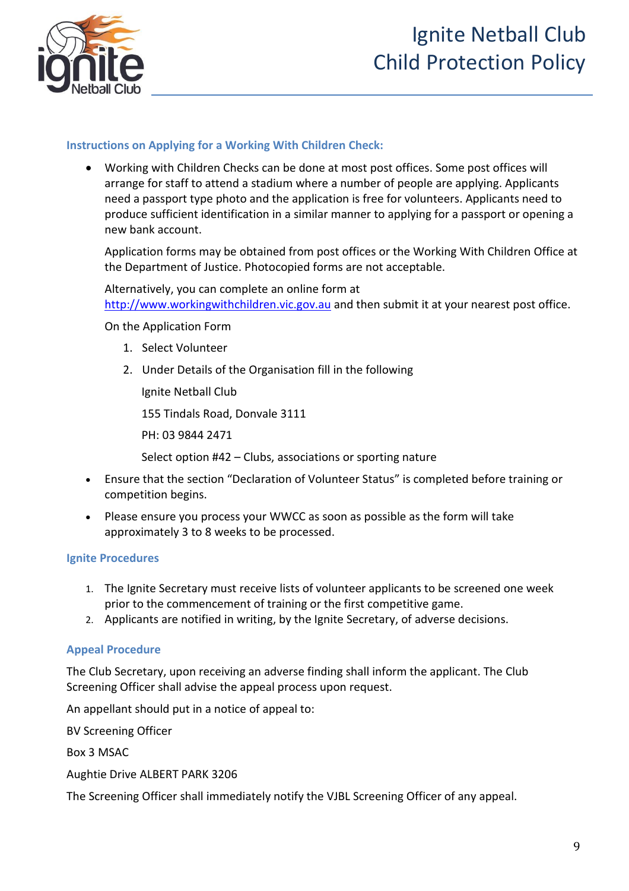### Instructions on Applying for a Working With Children Check:

- Working with Children Checks can be done at most post offices. Some post offices will arrange for staff to attend a stadium where a number of people are applying. Applicants need a passport type photo and the application is free for volunteers. Applicants need to produce sufficient identification in a similar manner to applying for a passport or opening a new bank account.

  Application forms may be obtained from post offices or the Working With Children Office at the Department of Justice. Photocopied forms are not acceptable.

  Alternatively, you can complete an online form at [http://www.workingwithchildren.vic.gov.au](http://www.workingwithchildren.vic.gov.au) and then submit it at your nearest post office.

  On the Application Form

  1. Select Volunteer
  2. Under Details of the Organisation fill in the following

     Ignite Netball Club

     155 Tindals Road, Donvale 3111

     PH: 03 9844 2471

     Select option #42 – Clubs, associations or sporting nature

- Ensure that the section "Declaration of Volunteer Status" is completed before training or competition begins.
- Please ensure you process your WWCC as soon as possible as the form will take approximately 3 to 8 weeks to be processed.

### Ignite Procedures

1. The Ignite Secretary must receive lists of volunteer applicants to be screened one week prior to the commencement of training or the first competitive game.
2. Applicants are notified in writing, by the Ignite Secretary, of adverse decisions.

### Appeal Procedure

The Club Secretary, upon receiving an adverse finding shall inform the applicant. The Club Screening Officer shall advise the appeal process upon request.

An appellant should put in a notice of appeal to:

BV Screening Officer

Box 3 MSAC

Aughtie Drive ALBERT PARK 3206

The Screening Officer shall immediately notify the VJBL Screening Officer of any appeal.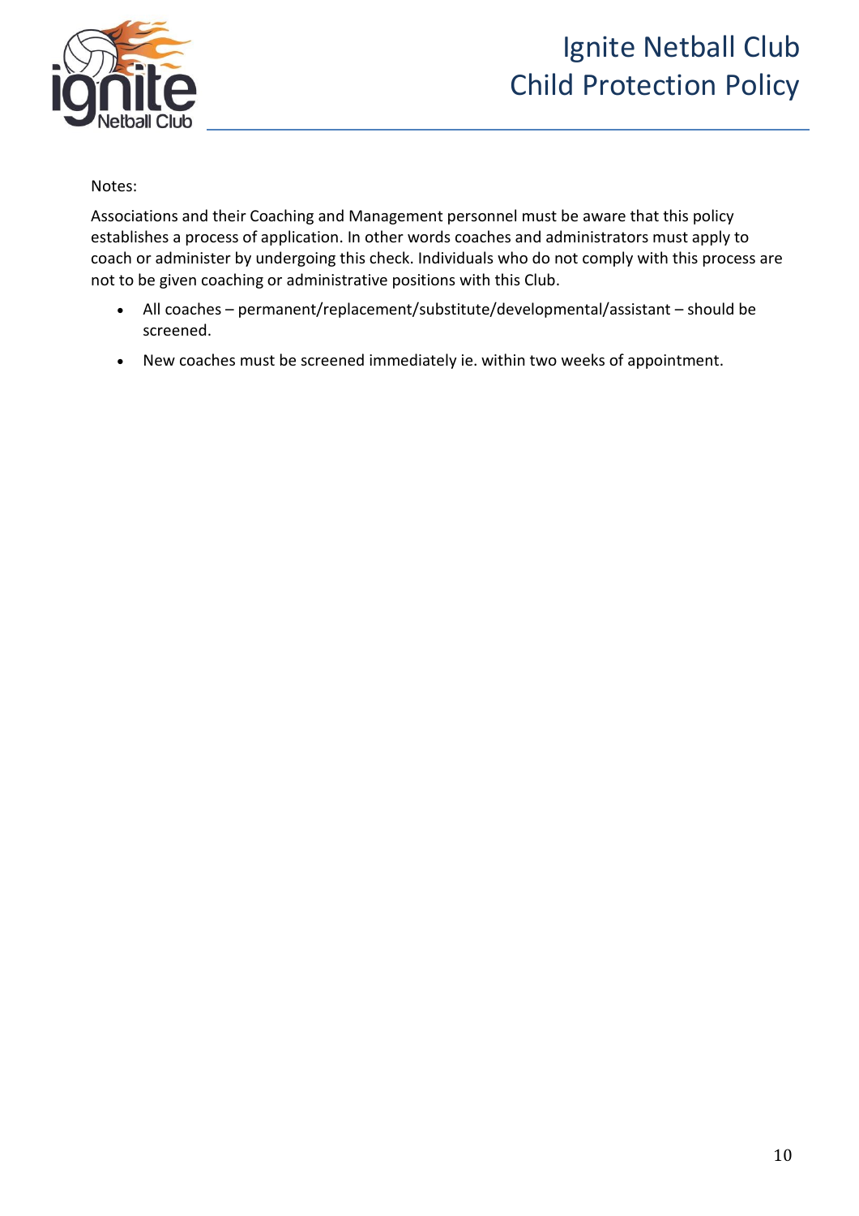Notes:

Associations and their Coaching and Management personnel must be aware that this policy establishes a process of application. In other words coaches and administrators must apply to coach or administer by undergoing this check. Individuals who do not comply with this process are not to be given coaching or administrative positions with this Club.

- All coaches – permanent/replacement/substitute/developmental/assistant – should be screened.
- New coaches must be screened immediately ie. within two weeks of appointment.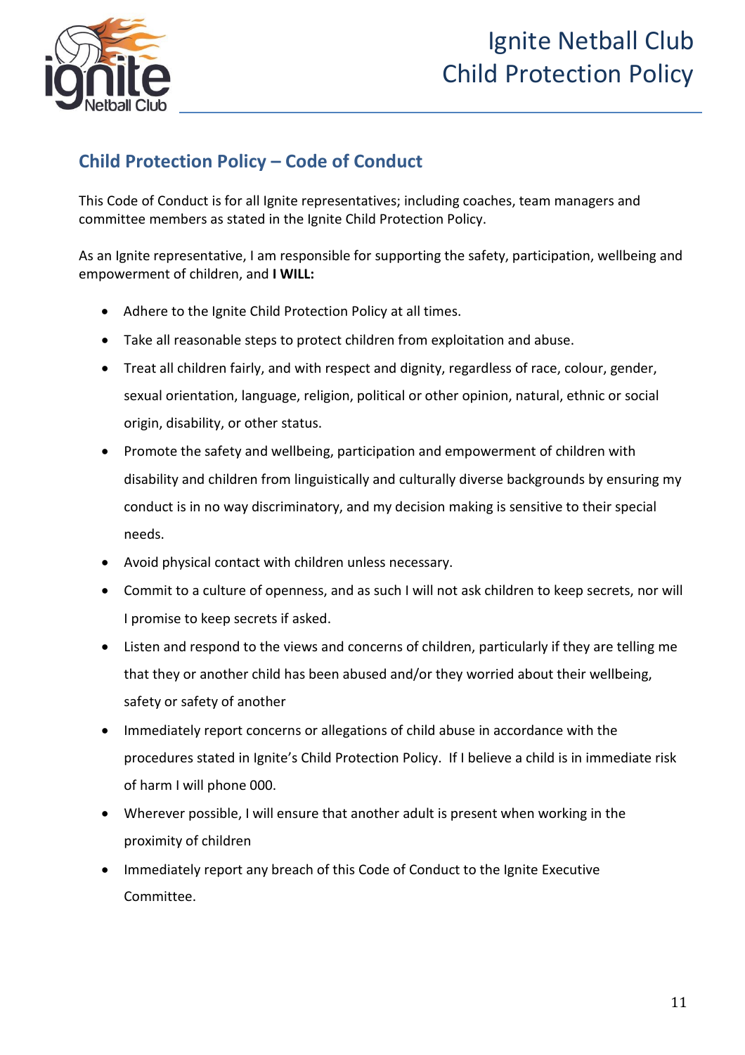## Child Protection Policy – Code of Conduct

This Code of Conduct is for all Ignite representatives; including coaches, team managers and committee members as stated in the Ignite Child Protection Policy.

As an Ignite representative, I am responsible for supporting the safety, participation, wellbeing and empowerment of children, and **I WILL:**

- Adhere to the Ignite Child Protection Policy at all times.
- Take all reasonable steps to protect children from exploitation and abuse.
- Treat all children fairly, and with respect and dignity, regardless of race, colour, gender, sexual orientation, language, religion, political or other opinion, natural, ethnic or social origin, disability, or other status.
- Promote the safety and wellbeing, participation and empowerment of children with disability and children from linguistically and culturally diverse backgrounds by ensuring my conduct is in no way discriminatory, and my decision making is sensitive to their special needs.
- Avoid physical contact with children unless necessary.
- Commit to a culture of openness, and as such I will not ask children to keep secrets, nor will I promise to keep secrets if asked.
- Listen and respond to the views and concerns of children, particularly if they are telling me that they or another child has been abused and/or they worried about their wellbeing, safety or safety of another
- Immediately report concerns or allegations of child abuse in accordance with the procedures stated in Ignite's Child Protection Policy. If I believe a child is in immediate risk of harm I will phone 000.
- Wherever possible, I will ensure that another adult is present when working in the proximity of children
- Immediately report any breach of this Code of Conduct to the Ignite Executive Committee.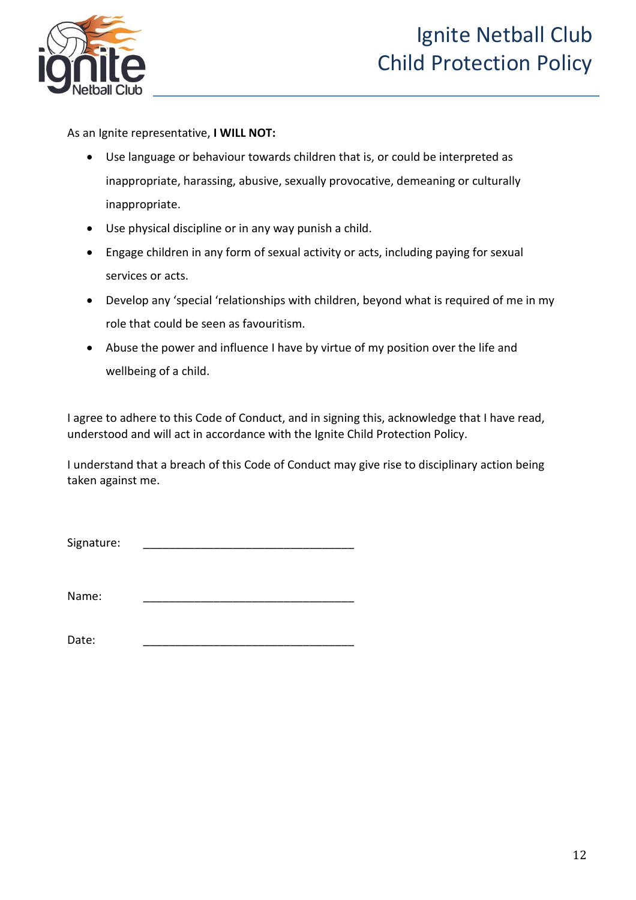As an Ignite representative, **I WILL NOT:**

- Use language or behaviour towards children that is, or could be interpreted as inappropriate, harassing, abusive, sexually provocative, demeaning or culturally inappropriate.
- Use physical discipline or in any way punish a child.
- Engage children in any form of sexual activity or acts, including paying for sexual services or acts.
- Develop any 'special 'relationships with children, beyond what is required of me in my role that could be seen as favouritism.
- Abuse the power and influence I have by virtue of my position over the life and wellbeing of a child.

I agree to adhere to this Code of Conduct, and in signing this, acknowledge that I have read, understood and will act in accordance with the Ignite Child Protection Policy.

I understand that a breach of this Code of Conduct may give rise to disciplinary action being taken against me.

Signature: ________________________________

Name: ________________________________

Date: ________________________________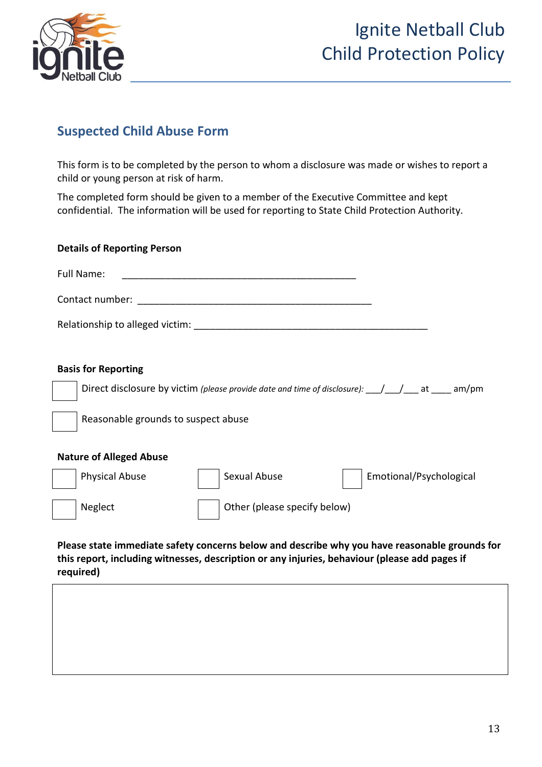# Ignite Netball Club
# Child Protection Policy

## Suspected Child Abuse Form

This form is to be completed by the person to whom a disclosure was made or wishes to report a child or young person at risk of harm.

The completed form should be given to a member of the Executive Committee and kept confidential. The information will be used for reporting to State Child Protection Authority.

**Details of Reporting Person**

Full Name: ______________________________________________

Contact number: ______________________________________________

Relationship to alleged victim: ______________________________________________

**Basis for Reporting**

☐ Direct disclosure by victim *(please provide date and time of disclosure):* ___/___/___ at ____ am/pm

☐ Reasonable grounds to suspect abuse

**Nature of Alleged Abuse**

☐ Physical Abuse ☐ Sexual Abuse ☐ Emotional/Psychological

☐ Neglect ☐ Other (please specify below)

**Please state immediate safety concerns below and describe why you have reasonable grounds for this report, including witnesses, description or any injuries, behaviour (please add pages if required)**

| |
|---|
| |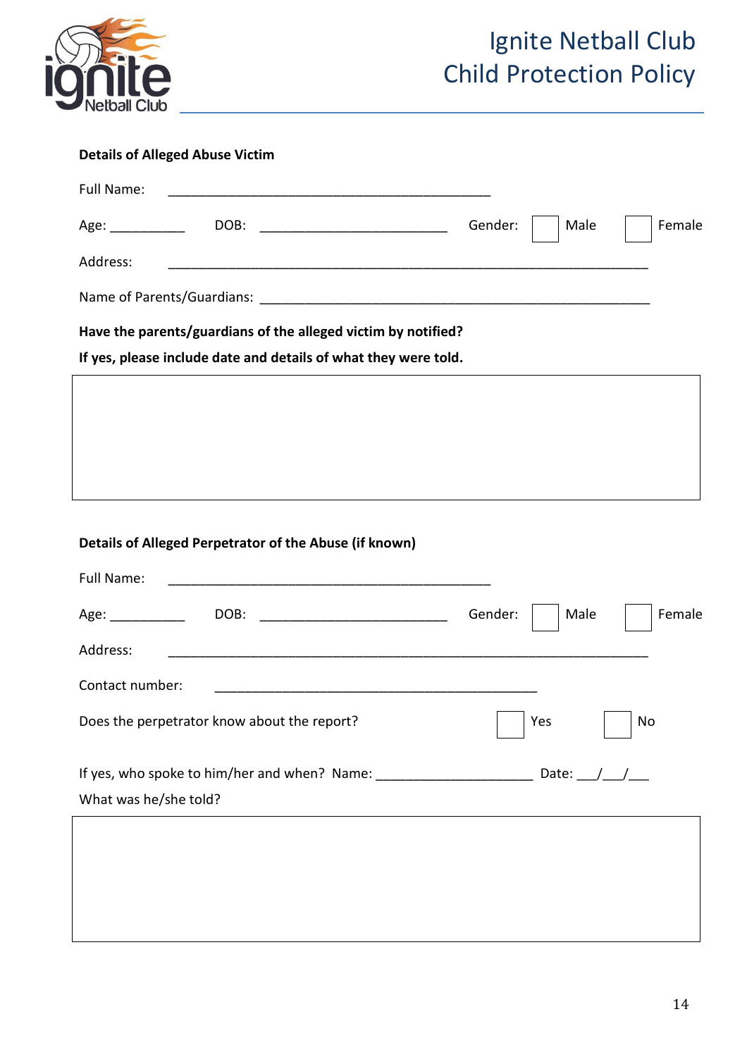**Details of Alleged Abuse Victim**

Full Name: ______________________________________________

Age: __________ DOB: __________________________ Gender: ☐ Male ☐ Female

Address: ______________________________________________________________________

Name of Parents/Guardians: _______________________________________________________

**Have the parents/guardians of the alleged victim by notified?**

**If yes, please include date and details of what they were told.**

| |
|---|
| |

**Details of Alleged Perpetrator of the Abuse (if known)**

Full Name: ______________________________________________

Age: __________ DOB: __________________________ Gender: ☐ Male ☐ Female

Address: ______________________________________________________________________

Contact number: ______________________________________________

Does the perpetrator know about the report? ☐ Yes ☐ No

If yes, who spoke to him/her and when? Name: _____________________ Date: ___/___/___

What was he/she told?

| |
|---|
| |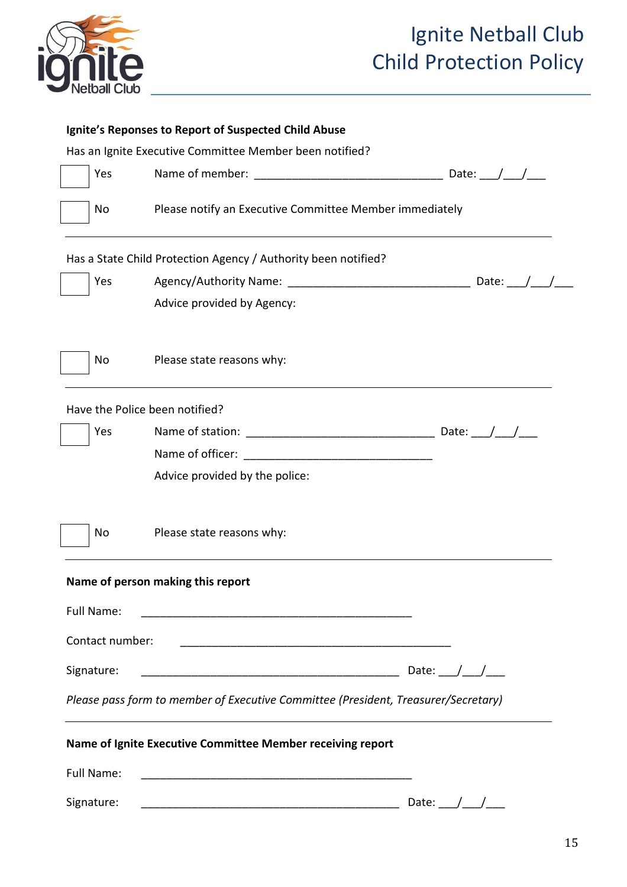**Ignite's Reponses to Report of Suspected Child Abuse**

Has an Ignite Executive Committee Member been notified?

☐ Yes Name of member: ______________________________ Date: ___/___/___

☐ No Please notify an Executive Committee Member immediately

---

Has a State Child Protection Agency / Authority been notified?

☐ Yes Agency/Authority Name: ______________________________ Date: ___/___/___

Advice provided by Agency:

☐ No Please state reasons why:

---

Have the Police been notified?

☐ Yes Name of station: ______________________________ Date: ___/___/___

Name of officer: ______________________________

Advice provided by the police:

☐ No Please state reasons why:

---

**Name of person making this report**

Full Name: ____________________________________________

Contact number: ____________________________________________

Signature: ____________________________________________ Date: ___/___/___

*Please pass form to member of Executive Committee (President, Treasurer/Secretary)*

---

**Name of Ignite Executive Committee Member receiving report**

Full Name: ____________________________________________

Signature: ____________________________________________ Date: ___/___/___